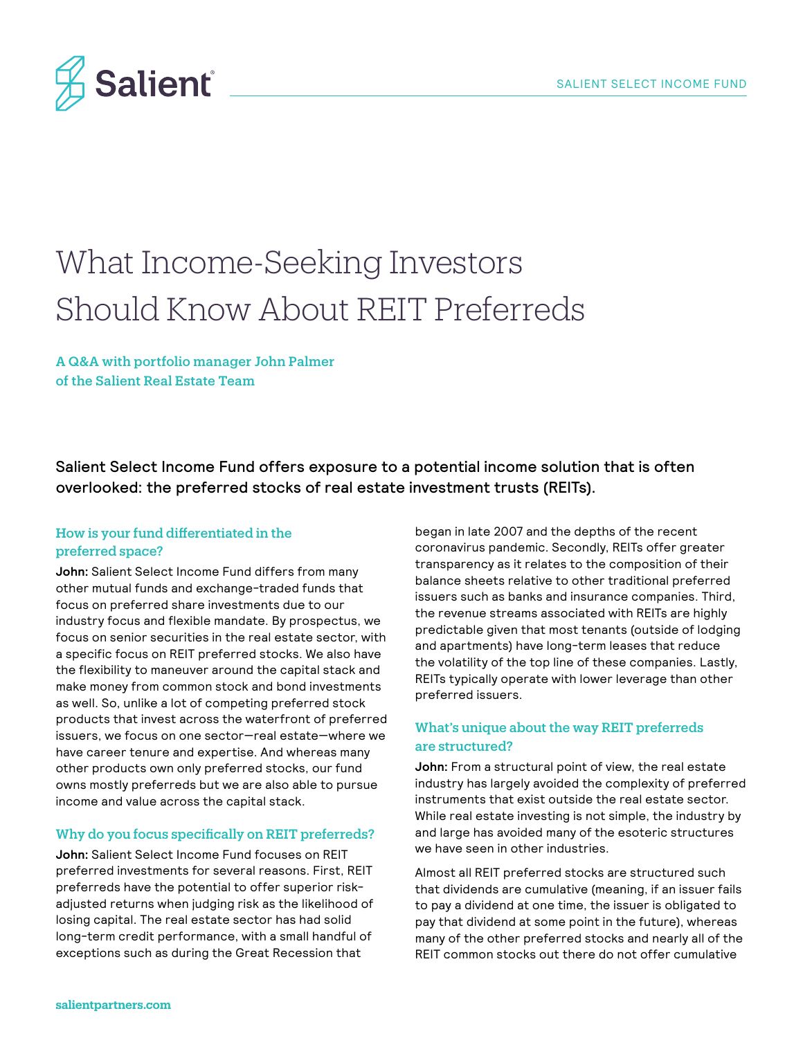# What Income-Seeking Investors Should Know About REIT Preferreds

**A Q&A with portfolio manager John Palmer of the Salient Real Estate Team**

**Salient Select Income Fund offers exposure to a potential income solution that is often overlooked: the preferred stocks of real estate investment trusts (REITs).**

## How is your fund differentiated in the preferred space?

**John:** Salient Select Income Fund differs from many other mutual funds and exchange-traded funds that focus on preferred share investments due to our industry focus and flexible mandate. By prospectus, we focus on senior securities in the real estate sector, with a specific focus on REIT preferred stocks. We also have the flexibility to maneuver around the capital stack and make money from common stock and bond investments as well. So, unlike a lot of competing preferred stock products that invest across the waterfront of preferred issuers, we focus on one sector—real estate—where we have career tenure and expertise. And whereas many other products own only preferred stocks, our fund owns mostly preferreds but we are also able to pursue income and value across the capital stack.

## Why do you focus specifically on REIT preferreds?

**John:** Salient Select Income Fund focuses on REIT preferred investments for several reasons. First, REIT preferreds have the potential to offer superior risk-adjusted returns when judging risk as the likelihood of losing capital. The real estate sector has had solid long-term credit performance, with a small handful of exceptions such as during the Great Recession that began in late 2007 and the depths of the recent coronavirus pandemic. Secondly, REITs offer greater transparency as it relates to the composition of their balance sheets relative to other traditional preferred issuers such as banks and insurance companies. Third, the revenue streams associated with REITs are highly predictable given that most tenants (outside of lodging and apartments) have long-term leases that reduce the volatility of the top line of these companies. Lastly, REITs typically operate with lower leverage than other preferred issuers.

## What's unique about the way REIT preferreds are structured?

**John:** From a structural point of view, the real estate industry has largely avoided the complexity of preferred instruments that exist outside the real estate sector. While real estate investing is not simple, the industry by and large has avoided many of the esoteric structures we have seen in other industries.

Almost all REIT preferred stocks are structured such that dividends are cumulative (meaning, if an issuer fails to pay a dividend at one time, the issuer is obligated to pay that dividend at some point in the future), whereas many of the other preferred stocks and nearly all of the REIT common stocks out there do not offer cumulative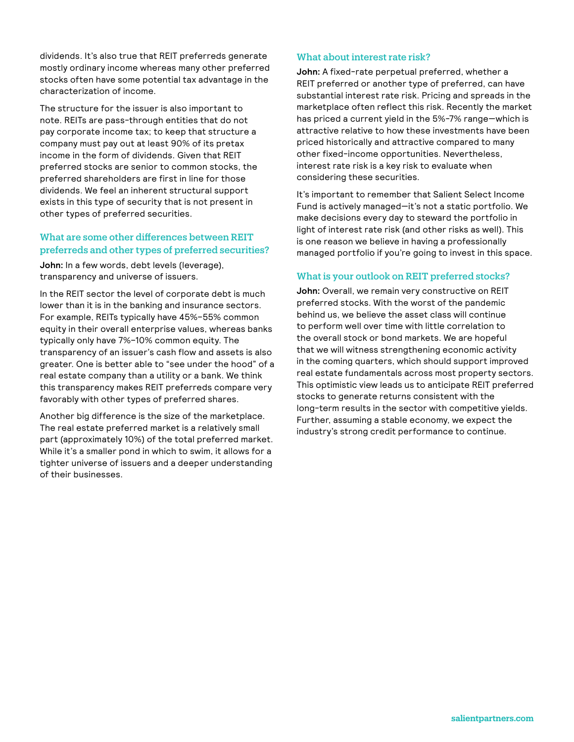dividends. It's also true that REIT preferreds generate mostly ordinary income whereas many other preferred stocks often have some potential tax advantage in the characterization of income.

The structure for the issuer is also important to note. REITs are pass-through entities that do not pay corporate income tax; to keep that structure a company must pay out at least 90% of its pretax income in the form of dividends. Given that REIT preferred stocks are senior to common stocks, the preferred shareholders are first in line for those dividends. We feel an inherent structural support exists in this type of security that is not present in other types of preferred securities.

### What are some other differences between REIT preferreds and other types of preferred securities?

**John:** In a few words, debt levels (leverage), transparency and universe of issuers.

In the REIT sector the level of corporate debt is much lower than it is in the banking and insurance sectors. For example, REITs typically have 45%–55% common equity in their overall enterprise values, whereas banks typically only have 7%–10% common equity. The transparency of an issuer's cash flow and assets is also greater. One is better able to "see under the hood" of a real estate company than a utility or a bank. We think this transparency makes REIT preferreds compare very favorably with other types of preferred shares.

Another big difference is the size of the marketplace. The real estate preferred market is a relatively small part (approximately 10%) of the total preferred market. While it's a smaller pond in which to swim, it allows for a tighter universe of issuers and a deeper understanding of their businesses.

### What about interest rate risk?

**John:** A fixed-rate perpetual preferred, whether a REIT preferred or another type of preferred, can have substantial interest rate risk. Pricing and spreads in the marketplace often reflect this risk. Recently the market has priced a current yield in the 5%-7% range—which is attractive relative to how these investments have been priced historically and attractive compared to many other fixed-income opportunities. Nevertheless, interest rate risk is a key risk to evaluate when considering these securities.

It's important to remember that Salient Select Income Fund is actively managed—it's not a static portfolio. We make decisions every day to steward the portfolio in light of interest rate risk (and other risks as well). This is one reason we believe in having a professionally managed portfolio if you're going to invest in this space.

### What is your outlook on REIT preferred stocks?

**John:** Overall, we remain very constructive on REIT preferred stocks. With the worst of the pandemic behind us, we believe the asset class will continue to perform well over time with little correlation to the overall stock or bond markets. We are hopeful that we will witness strengthening economic activity in the coming quarters, which should support improved real estate fundamentals across most property sectors. This optimistic view leads us to anticipate REIT preferred stocks to generate returns consistent with the long-term results in the sector with competitive yields. Further, assuming a stable economy, we expect the industry's strong credit performance to continue.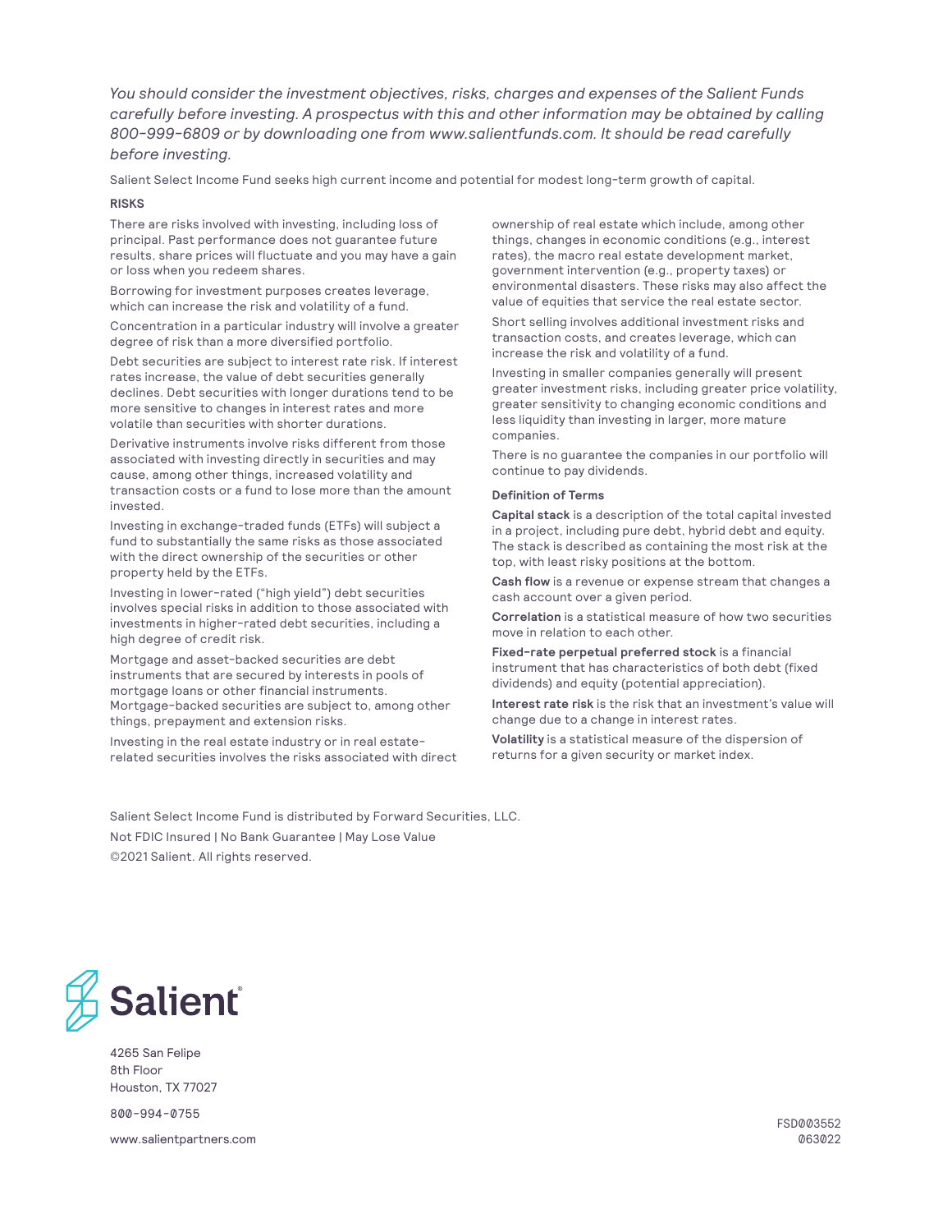*You should consider the investment objectives, risks, charges and expenses of the Salient Funds carefully before investing. A prospectus with this and other information may be obtained by calling 800-999-6809 or by downloading one from www.salientfunds.com. It should be read carefully before investing.*

Salient Select Income Fund seeks high current income and potential for modest long-term growth of capital.

**RISKS**

There are risks involved with investing, including loss of principal. Past performance does not guarantee future results, share prices will fluctuate and you may have a gain or loss when you redeem shares.

Borrowing for investment purposes creates leverage, which can increase the risk and volatility of a fund.

Concentration in a particular industry will involve a greater degree of risk than a more diversified portfolio.

Debt securities are subject to interest rate risk. If interest rates increase, the value of debt securities generally declines. Debt securities with longer durations tend to be more sensitive to changes in interest rates and more volatile than securities with shorter durations.

Derivative instruments involve risks different from those associated with investing directly in securities and may cause, among other things, increased volatility and transaction costs or a fund to lose more than the amount invested.

Investing in exchange-traded funds (ETFs) will subject a fund to substantially the same risks as those associated with the direct ownership of the securities or other property held by the ETFs.

Investing in lower-rated ("high yield") debt securities involves special risks in addition to those associated with investments in higher-rated debt securities, including a high degree of credit risk.

Mortgage and asset-backed securities are debt instruments that are secured by interests in pools of mortgage loans or other financial instruments. Mortgage-backed securities are subject to, among other things, prepayment and extension risks.

Investing in the real estate industry or in real estate-related securities involves the risks associated with direct ownership of real estate which include, among other things, changes in economic conditions (e.g., interest rates), the macro real estate development market, government intervention (e.g., property taxes) or environmental disasters. These risks may also affect the value of equities that service the real estate sector.

Short selling involves additional investment risks and transaction costs, and creates leverage, which can increase the risk and volatility of a fund.

Investing in smaller companies generally will present greater investment risks, including greater price volatility, greater sensitivity to changing economic conditions and less liquidity than investing in larger, more mature companies.

There is no guarantee the companies in our portfolio will continue to pay dividends.

**Definition of Terms**

**Capital stack** is a description of the total capital invested in a project, including pure debt, hybrid debt and equity. The stack is described as containing the most risk at the top, with least risky positions at the bottom.

**Cash flow** is a revenue or expense stream that changes a cash account over a given period.

**Correlation** is a statistical measure of how two securities move in relation to each other.

**Fixed-rate perpetual preferred stock** is a financial instrument that has characteristics of both debt (fixed dividends) and equity (potential appreciation).

**Interest rate risk** is the risk that an investment's value will change due to a change in interest rates.

**Volatility** is a statistical measure of the dispersion of returns for a given security or market index.

Salient Select Income Fund is distributed by Forward Securities, LLC.

Not FDIC Insured | No Bank Guarantee | May Lose Value

©2021 Salient. All rights reserved.

Salient®

4265 San Felipe
8th Floor
Houston, TX 77027

800-994-0755

www.salientpartners.com

FSD003552
063022